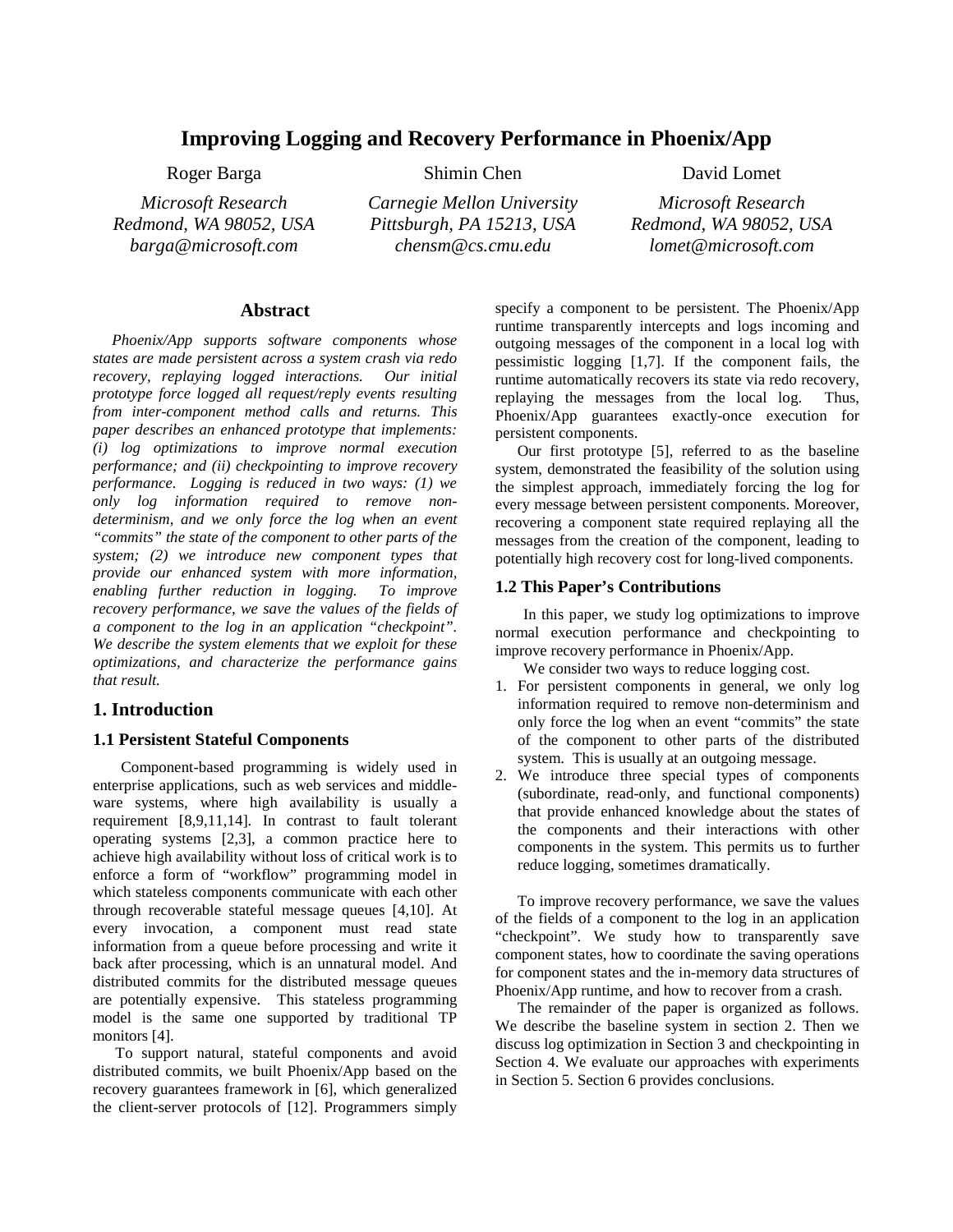# Improving Logging and Recovery Performance in Phoenix/App

Roger Barga
*Microsoft Research*
*Redmond, WA 98052, USA*
*barga@microsoft.com*

Shimin Chen
*Carnegie Mellon University*
*Pittsburgh, PA 15213, USA*
*chensm@cs.cmu.edu*

David Lomet
*Microsoft Research*
*Redmond, WA 98052, USA*
*lomet@microsoft.com*

## Abstract

*Phoenix/App supports software components whose states are made persistent across a system crash via redo recovery, replaying logged interactions. Our initial prototype force logged all request/reply events resulting from inter-component method calls and returns. This paper describes an enhanced prototype that implements: (i) log optimizations to improve normal execution performance; and (ii) checkpointing to improve recovery performance. Logging is reduced in two ways: (1) we only log information required to remove non-determinism, and we only force the log when an event "commits" the state of the component to other parts of the system; (2) we introduce new component types that provide our enhanced system with more information, enabling further reduction in logging. To improve recovery performance, we save the values of the fields of a component to the log in an application "checkpoint". We describe the system elements that we exploit for these optimizations, and characterize the performance gains that result.*

## 1. Introduction

### 1.1 Persistent Stateful Components

Component-based programming is widely used in enterprise applications, such as web services and middle-ware systems, where high availability is usually a requirement [8,9,11,14]. In contrast to fault tolerant operating systems [2,3], a common practice here to achieve high availability without loss of critical work is to enforce a form of "workflow" programming model in which stateless components communicate with each other through recoverable stateful message queues [4,10]. At every invocation, a component must read state information from a queue before processing and write it back after processing, which is an unnatural model. And distributed commits for the distributed message queues are potentially expensive. This stateless programming model is the same one supported by traditional TP monitors [4].

To support natural, stateful components and avoid distributed commits, we built Phoenix/App based on the recovery guarantees framework in [6], which generalized the client-server protocols of [12]. Programmers simply specify a component to be persistent. The Phoenix/App runtime transparently intercepts and logs incoming and outgoing messages of the component in a local log with pessimistic logging [1,7]. If the component fails, the runtime automatically recovers its state via redo recovery, replaying the messages from the local log. Thus, Phoenix/App guarantees exactly-once execution for persistent components.

Our first prototype [5], referred to as the baseline system, demonstrated the feasibility of the solution using the simplest approach, immediately forcing the log for every message between persistent components. Moreover, recovering a component state required replaying all the messages from the creation of the component, leading to potentially high recovery cost for long-lived components.

### 1.2 This Paper's Contributions

In this paper, we study log optimizations to improve normal execution performance and checkpointing to improve recovery performance in Phoenix/App.

We consider two ways to reduce logging cost.

1. For persistent components in general, we only log information required to remove non-determinism and only force the log when an event "commits" the state of the component to other parts of the distributed system. This is usually at an outgoing message.
2. We introduce three special types of components (subordinate, read-only, and functional components) that provide enhanced knowledge about the states of the components and their interactions with other components in the system. This permits us to further reduce logging, sometimes dramatically.

To improve recovery performance, we save the values of the fields of a component to the log in an application "checkpoint". We study how to transparently save component states, how to coordinate the saving operations for component states and the in-memory data structures of Phoenix/App runtime, and how to recover from a crash.

The remainder of the paper is organized as follows. We describe the baseline system in section 2. Then we discuss log optimization in Section 3 and checkpointing in Section 4. We evaluate our approaches with experiments in Section 5. Section 6 provides conclusions.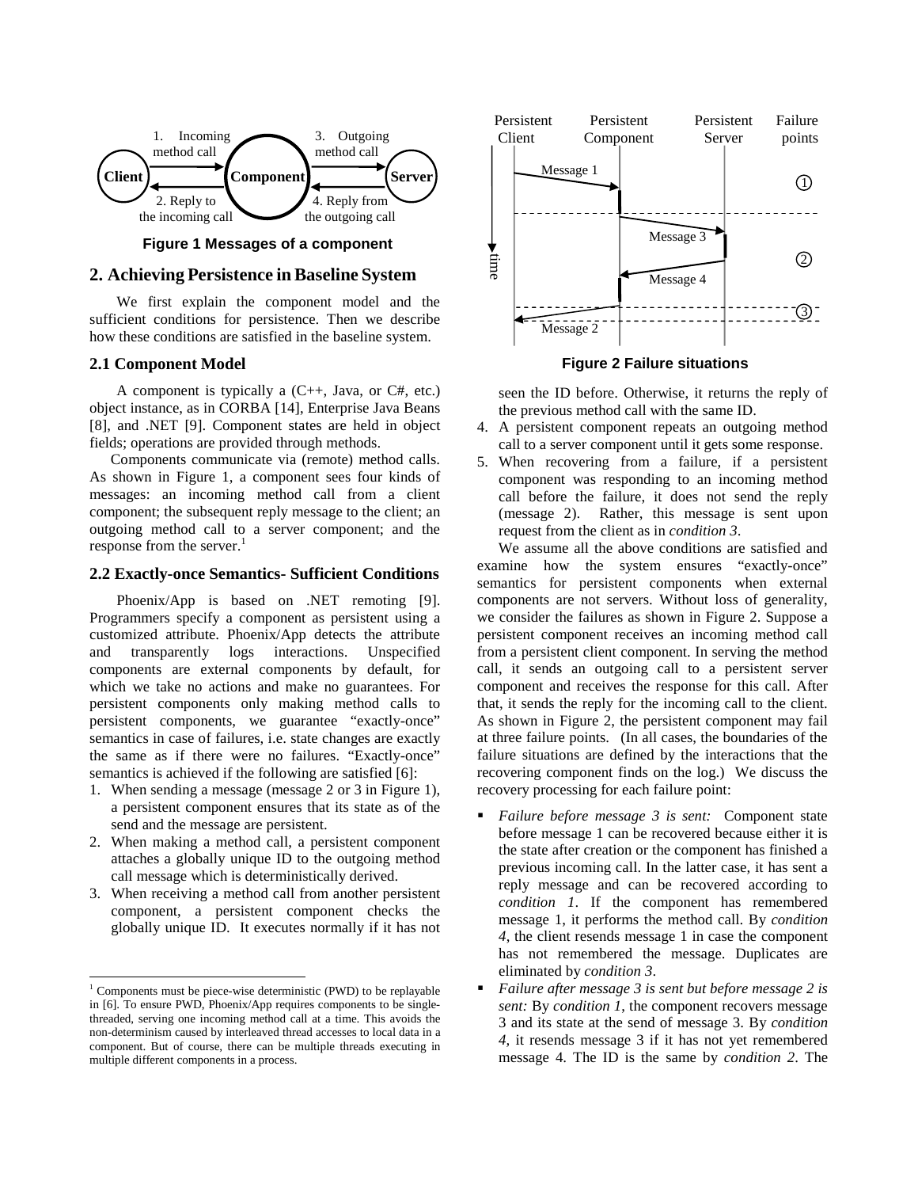Figure 1 Messages of a component

## 2. Achieving Persistence in Baseline System

We first explain the component model and the sufficient conditions for persistence. Then we describe how these conditions are satisfied in the baseline system.

### 2.1 Component Model

A component is typically a (C++, Java, or C#, etc.) object instance, as in CORBA [14], Enterprise Java Beans [8], and .NET [9]. Component states are held in object fields; operations are provided through methods.

Components communicate via (remote) method calls. As shown in Figure 1, a component sees four kinds of messages: an incoming method call from a client component; the subsequent reply message to the client; an outgoing method call to a server component; and the response from the server.[1]

### 2.2 Exactly-once Semantics- Sufficient Conditions

Phoenix/App is based on .NET remoting [9]. Programmers specify a component as persistent using a customized attribute. Phoenix/App detects the attribute and transparently logs interactions. Unspecified components are external components by default, for which we take no actions and make no guarantees. For persistent components only making method calls to persistent components, we guarantee "exactly-once" semantics in case of failures, i.e. state changes are exactly the same as if there were no failures. "Exactly-once" semantics is achieved if the following are satisfied [6]:

1. When sending a message (message 2 or 3 in Figure 1), a persistent component ensures that its state as of the send and the message are persistent.
2. When making a method call, a persistent component attaches a globally unique ID to the outgoing method call message which is deterministically derived.
3. When receiving a method call from another persistent component, a persistent component checks the globally unique ID. It executes normally if it has not seen the ID before. Otherwise, it returns the reply of the previous method call with the same ID.
4. A persistent component repeats an outgoing method call to a server component until it gets some response.
5. When recovering from a failure, if a persistent component was responding to an incoming method call before the failure, it does not send the reply (message 2). Rather, this message is sent upon request from the client as in *condition 3*.

[1] Components must be piece-wise deterministic (PWD) to be replayable in [6]. To ensure PWD, Phoenix/App requires components to be single-threaded, serving one incoming method call at a time. This avoids the non-determinism caused by interleaved thread accesses to local data in a component. But of course, there can be multiple threads executing in multiple different components in a process.

Figure 2 Failure situations

We assume all the above conditions are satisfied and examine how the system ensures "exactly-once" semantics for persistent components when external components are not servers. Without loss of generality, we consider the failures as shown in Figure 2. Suppose a persistent component receives an incoming method call from a persistent client component. In serving the method call, it sends an outgoing call to a persistent server component and receives the response for this call. After that, it sends the reply for the incoming call to the client. As shown in Figure 2, the persistent component may fail at three failure points. (In all cases, the boundaries of the failure situations are defined by the interactions that the recovering component finds on the log.) We discuss the recovery processing for each failure point:

- *Failure before message 3 is sent:* Component state before message 1 can be recovered because either it is the state after creation or the component has finished a previous incoming call. In the latter case, it has sent a reply message and can be recovered according to *condition 1*. If the component has remembered message 1, it performs the method call. By *condition 4*, the client resends message 1 in case the component has not remembered the message. Duplicates are eliminated by *condition 3*.
- *Failure after message 3 is sent but before message 2 is sent:* By *condition 1*, the component recovers message 3 and its state at the send of message 3. By *condition 4*, it resends message 3 if it has not yet remembered message 4. The ID is the same by *condition 2*. The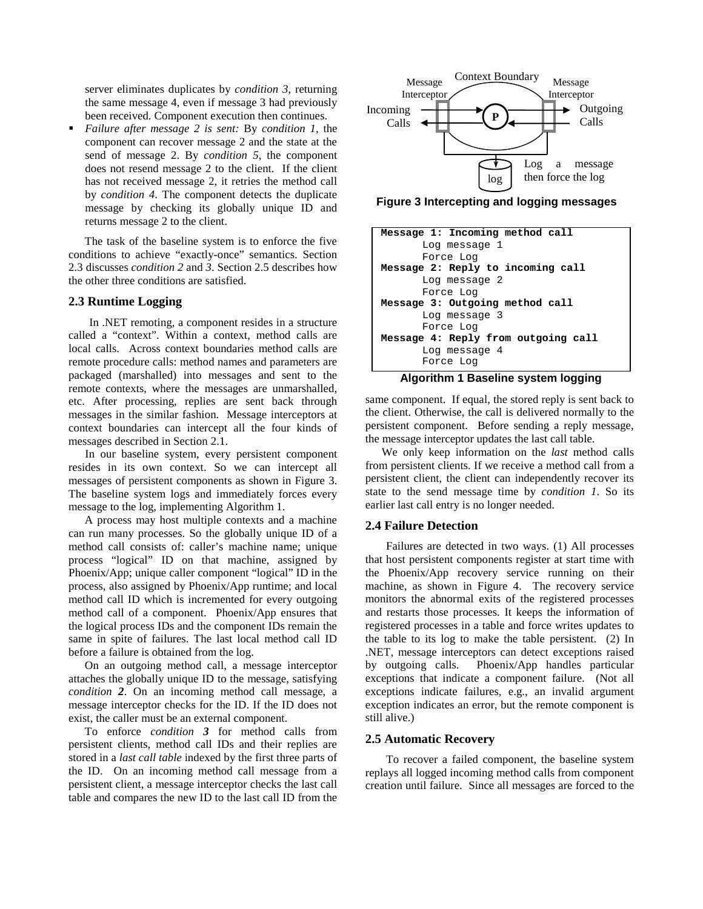server eliminates duplicates by *condition 3*, returning the same message 4, even if message 3 had previously been received. Component execution then continues.

- *Failure after message 2 is sent:* By *condition 1*, the component can recover message 2 and the state at the send of message 2. By *condition 5*, the component does not resend message 2 to the client. If the client has not received message 2, it retries the method call by *condition 4*. The component detects the duplicate message by checking its globally unique ID and returns message 2 to the client.

The task of the baseline system is to enforce the five conditions to achieve "exactly-once" semantics. Section 2.3 discusses *condition 2* and *3*. Section 2.5 describes how the other three conditions are satisfied.

### 2.3 Runtime Logging

In .NET remoting, a component resides in a structure called a "context". Within a context, method calls are local calls. Across context boundaries method calls are remote procedure calls: method names and parameters are packaged (marshalled) into messages and sent to the remote contexts, where the messages are unmarshalled, etc. After processing, replies are sent back through messages in the similar fashion. Message interceptors at context boundaries can intercept all the four kinds of messages described in Section 2.1.

In our baseline system, every persistent component resides in its own context. So we can intercept all messages of persistent components as shown in Figure 3. The baseline system logs and immediately forces every message to the log, implementing Algorithm 1.

A process may host multiple contexts and a machine can run many processes. So the globally unique ID of a method call consists of: caller's machine name; unique process "logical" ID on that machine, assigned by Phoenix/App; unique caller component "logical" ID in the process, also assigned by Phoenix/App runtime; and local method call ID which is incremented for every outgoing method call of a component. Phoenix/App ensures that the logical process IDs and the component IDs remain the same in spite of failures. The last local method call ID before a failure is obtained from the log.

On an outgoing method call, a message interceptor attaches the globally unique ID to the message, satisfying *condition **2***. On an incoming method call message, a message interceptor checks for the ID. If the ID does not exist, the caller must be an external component.

To enforce *condition **3*** for method calls from persistent clients, method call IDs and their replies are stored in a *last call table* indexed by the first three parts of the ID. On an incoming method call message from a persistent client, a message interceptor checks the last call table and compares the new ID to the last call ID from the same component. If equal, the stored reply is sent back to the client. Otherwise, the call is delivered normally to the persistent component. Before sending a reply message, the message interceptor updates the last call table.

We only keep information on the *last* method calls from persistent clients. If we receive a method call from a persistent client, the client can independently recover its state to the send message time by *condition 1*. So its earlier last call entry is no longer needed.

Context Boundary; Message Interceptor; Message Interceptor; Incoming Calls; P; Outgoing Calls; log; Log a message then force the log

**Figure 3 Intercepting and logging messages**

```
Message 1: Incoming method call
       Log message 1
       Force Log
Message 2: Reply to incoming call
       Log message 2
       Force Log
Message 3: Outgoing method call
       Log message 3
       Force Log
Message 4: Reply from outgoing call
       Log message 4
       Force Log
```

**Algorithm 1 Baseline system logging**

### 2.4 Failure Detection

Failures are detected in two ways. (1) All processes that host persistent components register at start time with the Phoenix/App recovery service running on their machine, as shown in Figure 4. The recovery service monitors the abnormal exits of the registered processes and restarts those processes. It keeps the information of registered processes in a table and force writes updates to the table to its log to make the table persistent. (2) In .NET, message interceptors can detect exceptions raised by outgoing calls. Phoenix/App handles particular exceptions that indicate a component failure. (Not all exceptions indicate failures, e.g., an invalid argument exception indicates an error, but the remote component is still alive.)

### 2.5 Automatic Recovery

To recover a failed component, the baseline system replays all logged incoming method calls from component creation until failure. Since all messages are forced to the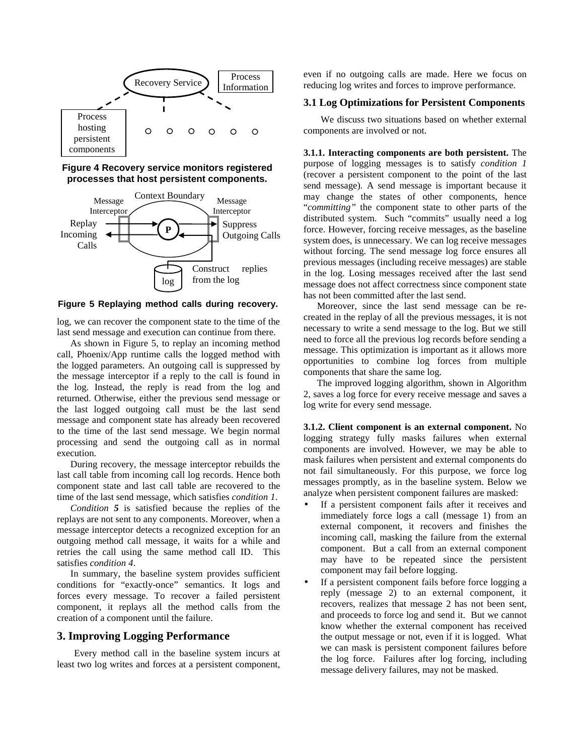Figure 4 Recovery service monitors registered processes that host persistent components.

Figure 5 Replaying method calls during recovery.

log, we can recover the component state to the time of the last send message and execution can continue from there.

As shown in Figure 5, to replay an incoming method call, Phoenix/App runtime calls the logged method with the logged parameters. An outgoing call is suppressed by the message interceptor if a reply to the call is found in the log. Instead, the reply is read from the log and returned. Otherwise, either the previous send message or the last logged outgoing call must be the last send message and component state has already been recovered to the time of the last send message. We begin normal processing and send the outgoing call as in normal execution.

During recovery, the message interceptor rebuilds the last call table from incoming call log records. Hence both component state and last call table are recovered to the time of the last send message, which satisfies *condition 1*.

*Condition **5*** is satisfied because the replies of the replays are not sent to any components. Moreover, when a message interceptor detects a recognized exception for an outgoing method call message, it waits for a while and retries the call using the same method call ID. This satisfies *condition 4*.

In summary, the baseline system provides sufficient conditions for "exactly-once" semantics. It logs and forces every message. To recover a failed persistent component, it replays all the method calls from the creation of a component until the failure.

## 3. Improving Logging Performance

Every method call in the baseline system incurs at least two log writes and forces at a persistent component, even if no outgoing calls are made. Here we focus on reducing log writes and forces to improve performance.

### 3.1 Log Optimizations for Persistent Components

We discuss two situations based on whether external components are involved or not.

**3.1.1. Interacting components are both persistent.** The purpose of logging messages is to satisfy *condition 1* (recover a persistent component to the point of the last send message). A send message is important because it may change the states of other components, hence "*committing"* the component state to other parts of the distributed system. Such "commits" usually need a log force. However, forcing receive messages, as the baseline system does, is unnecessary. We can log receive messages without forcing. The send message log force ensures all previous messages (including receive messages) are stable in the log. Losing messages received after the last send message does not affect correctness since component state has not been committed after the last send.

Moreover, since the last send message can be re-created in the replay of all the previous messages, it is not necessary to write a send message to the log. But we still need to force all the previous log records before sending a message. This optimization is important as it allows more opportunities to combine log forces from multiple components that share the same log.

The improved logging algorithm, shown in Algorithm 2, saves a log force for every receive message and saves a log write for every send message.

**3.1.2. Client component is an external component.** No logging strategy fully masks failures when external components are involved. However, we may be able to mask failures when persistent and external components do not fail simultaneously. For this purpose, we force log messages promptly, as in the baseline system. Below we analyze when persistent component failures are masked:

- If a persistent component fails after it receives and immediately force logs a call (message 1) from an external component, it recovers and finishes the incoming call, masking the failure from the external component. But a call from an external component may have to be repeated since the persistent component may fail before logging.
- If a persistent component fails before force logging a reply (message 2) to an external component, it recovers, realizes that message 2 has not been sent, and proceeds to force log and send it. But we cannot know whether the external component has received the output message or not, even if it is logged. What we can mask is persistent component failures before the log force. Failures after log forcing, including message delivery failures, may not be masked.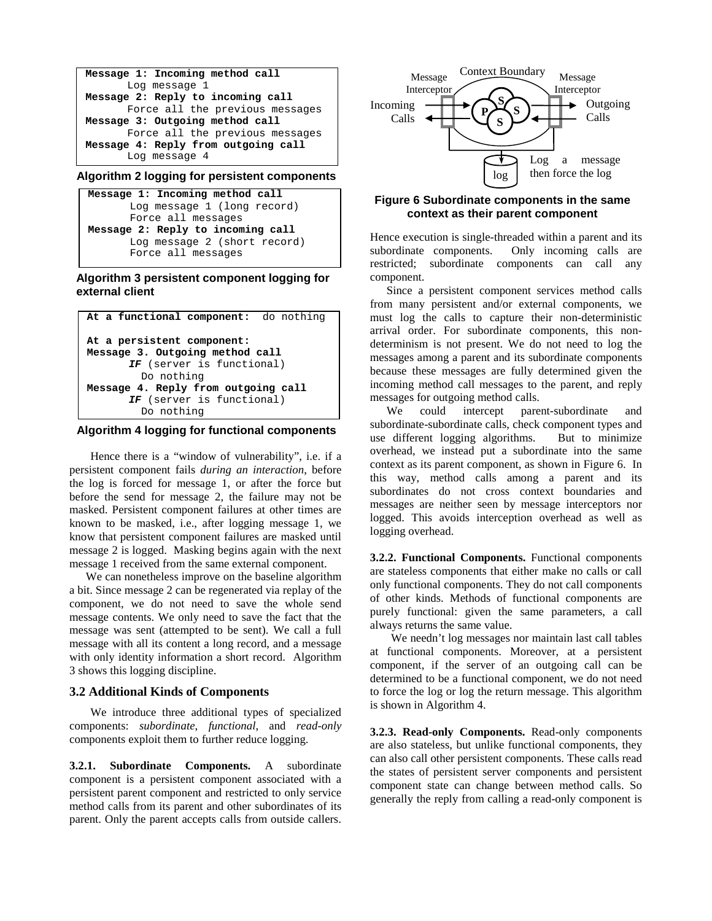```
Message 1: Incoming method call
       Log message 1
Message 2: Reply to incoming call
       Force all the previous messages
Message 3: Outgoing method call
       Force all the previous messages
Message 4: Reply from outgoing call
       Log message 4
```

**Algorithm 2 logging for persistent components**

```
Message 1: Incoming method call
       Log message 1 (long record)
       Force all messages
Message 2: Reply to incoming call
       Log message 2 (short record)
       Force all messages
```

**Algorithm 3 persistent component logging for external client**

```
At a functional component:  do nothing

At a persistent component:
Message 3. Outgoing method call
       IF (server is functional)
         Do nothing
Message 4. Reply from outgoing call
       IF (server is functional)
         Do nothing
```

**Algorithm 4 logging for functional components**

Hence there is a "window of vulnerability", i.e. if a persistent component fails *during an interaction*, before the log is forced for message 1, or after the force but before the send for message 2, the failure may not be masked. Persistent component failures at other times are known to be masked, i.e., after logging message 1, we know that persistent component failures are masked until message 2 is logged. Masking begins again with the next message 1 received from the same external component.

We can nonetheless improve on the baseline algorithm a bit. Since message 2 can be regenerated via replay of the component, we do not need to save the whole send message contents. We only need to save the fact that the message was sent (attempted to be sent). We call a full message with all its content a long record, and a message with only identity information a short record. Algorithm 3 shows this logging discipline.

### 3.2 Additional Kinds of Components

We introduce three additional types of specialized components: *subordinate*, *functional*, and *read-only* components exploit them to further reduce logging.

**3.2.1. Subordinate Components.** A subordinate component is a persistent component associated with a persistent parent component and restricted to only service method calls from its parent and other subordinates of its parent. Only the parent accepts calls from outside callers.

**Figure 6 Subordinate components in the same context as their parent component**

Hence execution is single-threaded within a parent and its subordinate components. Only incoming calls are restricted; subordinate components can call any component.

Since a persistent component services method calls from many persistent and/or external components, we must log the calls to capture their non-deterministic arrival order. For subordinate components, this non-determinism is not present. We do not need to log the messages among a parent and its subordinate components because these messages are fully determined given the incoming method call messages to the parent, and reply messages for outgoing method calls.

We could intercept parent-subordinate and subordinate-subordinate calls, check component types and use different logging algorithms. But to minimize overhead, we instead put a subordinate into the same context as its parent component, as shown in Figure 6. In this way, method calls among a parent and its subordinates do not cross context boundaries and messages are neither seen by message interceptors nor logged. This avoids interception overhead as well as logging overhead.

**3.2.2. Functional Components.** Functional components are stateless components that either make no calls or call only functional components. They do not call components of other kinds. Methods of functional components are purely functional: given the same parameters, a call always returns the same value.

We needn't log messages nor maintain last call tables at functional components. Moreover, at a persistent component, if the server of an outgoing call can be determined to be a functional component, we do not need to force the log or log the return message. This algorithm is shown in Algorithm 4.

**3.2.3. Read-only Components.** Read-only components are also stateless, but unlike functional components, they can also call other persistent components. These calls read the states of persistent server components and persistent component state can change between method calls. So generally the reply from calling a read-only component is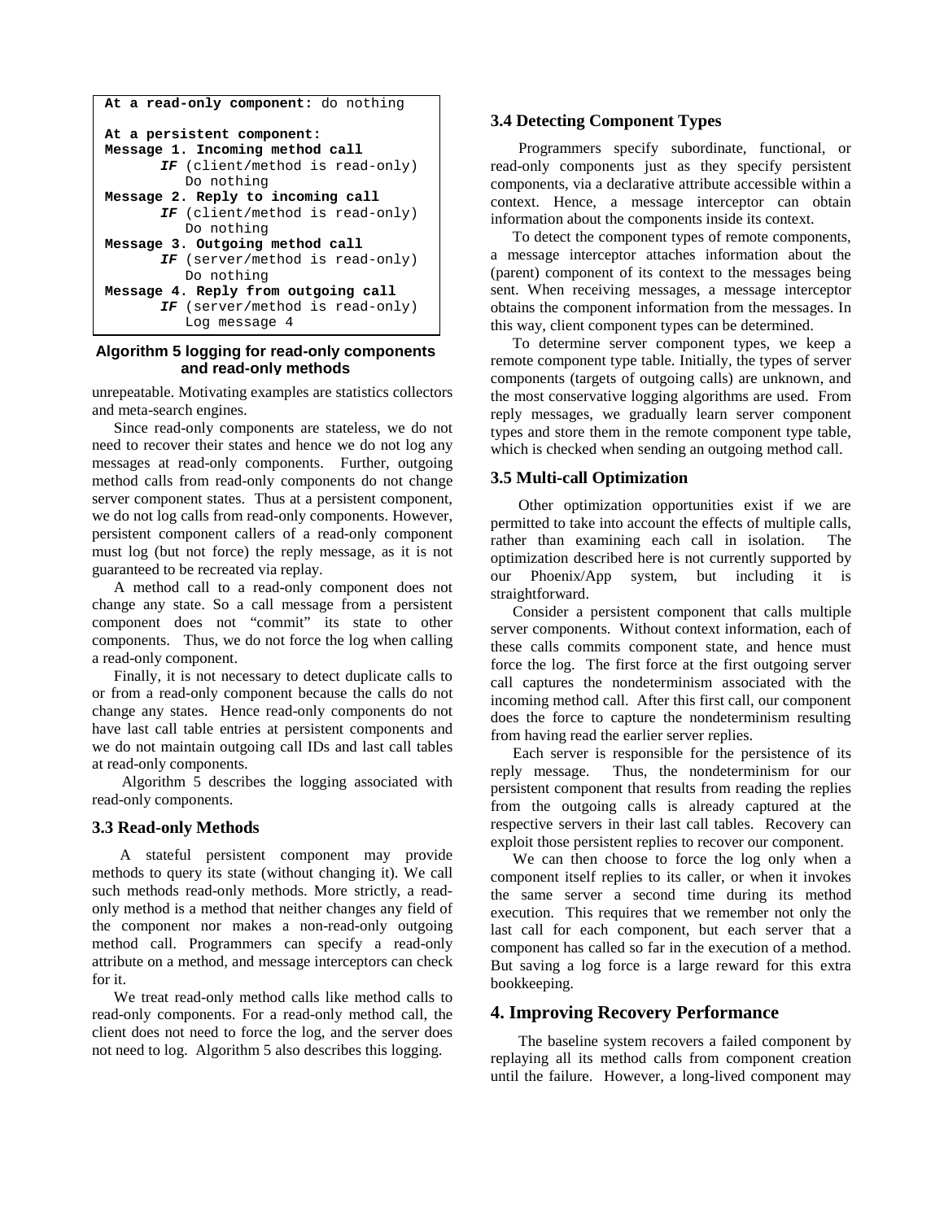```
At a read-only component: do nothing

At a persistent component:
Message 1. Incoming method call
      IF (client/method is read-only)
         Do nothing
Message 2. Reply to incoming call
      IF (client/method is read-only)
         Do nothing
Message 3. Outgoing method call
      IF (server/method is read-only)
         Do nothing
Message 4. Reply from outgoing call
      IF (server/method is read-only)
         Log message 4
```

**Algorithm 5 logging for read-only components and read-only methods**

unrepeatable. Motivating examples are statistics collectors and meta-search engines.

Since read-only components are stateless, we do not need to recover their states and hence we do not log any messages at read-only components. Further, outgoing method calls from read-only components do not change server component states. Thus at a persistent component, we do not log calls from read-only components. However, persistent component callers of a read-only component must log (but not force) the reply message, as it is not guaranteed to be recreated via replay.

A method call to a read-only component does not change any state. So a call message from a persistent component does not "commit" its state to other components. Thus, we do not force the log when calling a read-only component.

Finally, it is not necessary to detect duplicate calls to or from a read-only component because the calls do not change any states. Hence read-only components do not have last call table entries at persistent components and we do not maintain outgoing call IDs and last call tables at read-only components.

Algorithm 5 describes the logging associated with read-only components.

### 3.3 Read-only Methods

A stateful persistent component may provide methods to query its state (without changing it). We call such methods read-only methods. More strictly, a read-only method is a method that neither changes any field of the component nor makes a non-read-only outgoing method call. Programmers can specify a read-only attribute on a method, and message interceptors can check for it.

We treat read-only method calls like method calls to read-only components. For a read-only method call, the client does not need to force the log, and the server does not need to log. Algorithm 5 also describes this logging.

### 3.4 Detecting Component Types

Programmers specify subordinate, functional, or read-only components just as they specify persistent components, via a declarative attribute accessible within a context. Hence, a message interceptor can obtain information about the components inside its context.

To detect the component types of remote components, a message interceptor attaches information about the (parent) component of its context to the messages being sent. When receiving messages, a message interceptor obtains the component information from the messages. In this way, client component types can be determined.

To determine server component types, we keep a remote component type table. Initially, the types of server components (targets of outgoing calls) are unknown, and the most conservative logging algorithms are used. From reply messages, we gradually learn server component types and store them in the remote component type table, which is checked when sending an outgoing method call.

### 3.5 Multi-call Optimization

Other optimization opportunities exist if we are permitted to take into account the effects of multiple calls, rather than examining each call in isolation. The optimization described here is not currently supported by our Phoenix/App system, but including it is straightforward.

Consider a persistent component that calls multiple server components. Without context information, each of these calls commits component state, and hence must force the log. The first force at the first outgoing server call captures the nondeterminism associated with the incoming method call. After this first call, our component does the force to capture the nondeterminism resulting from having read the earlier server replies.

Each server is responsible for the persistence of its reply message. Thus, the nondeterminism for our persistent component that results from reading the replies from the outgoing calls is already captured at the respective servers in their last call tables. Recovery can exploit those persistent replies to recover our component.

We can then choose to force the log only when a component itself replies to its caller, or when it invokes the same server a second time during its method execution. This requires that we remember not only the last call for each component, but each server that a component has called so far in the execution of a method. But saving a log force is a large reward for this extra bookkeeping.

## 4. Improving Recovery Performance

The baseline system recovers a failed component by replaying all its method calls from component creation until the failure. However, a long-lived component may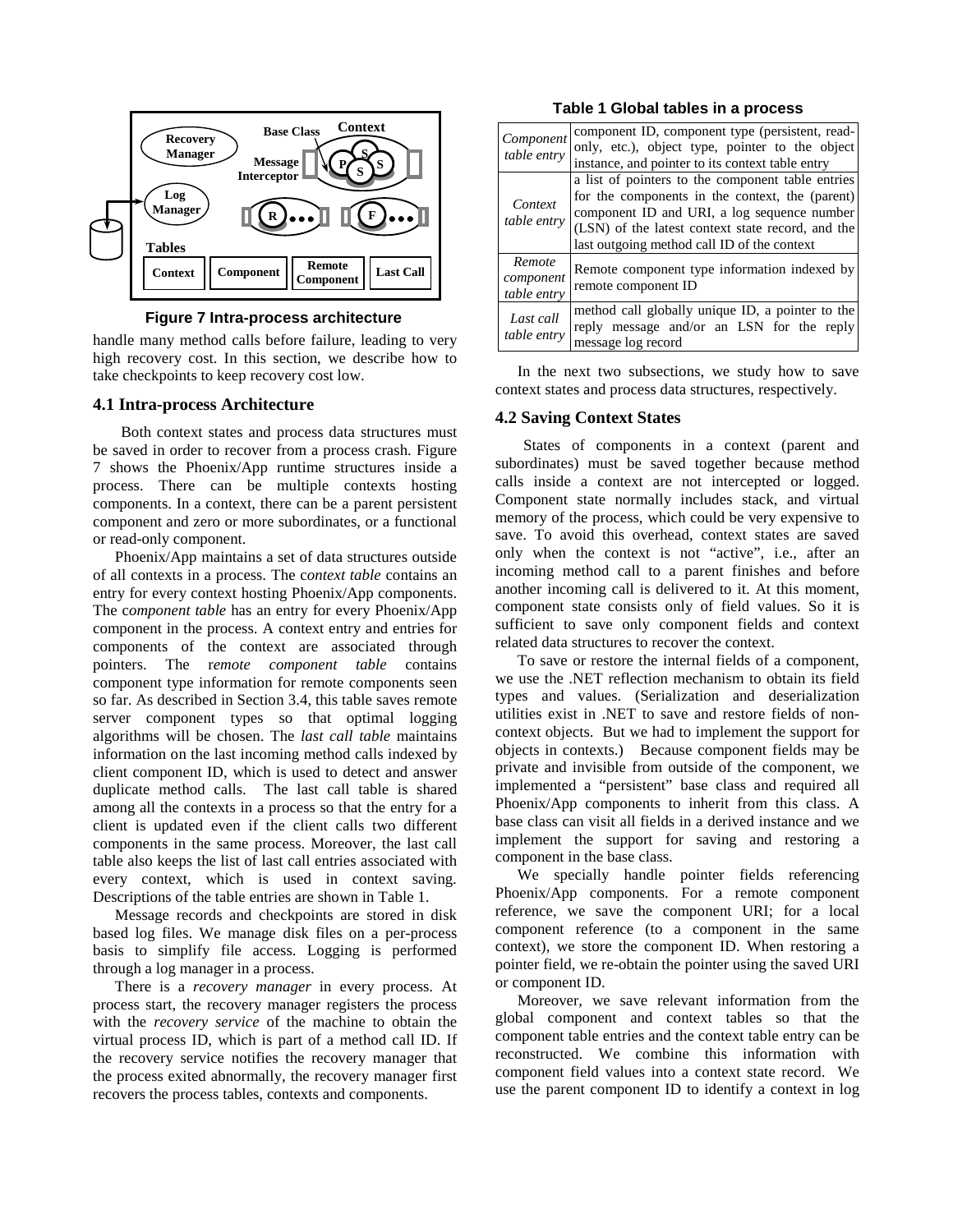Figure 7 Intra-process architecture

handle many method calls before failure, leading to very high recovery cost. In this section, we describe how to take checkpoints to keep recovery cost low.

### 4.1 Intra-process Architecture

Both context states and process data structures must be saved in order to recover from a process crash. Figure 7 shows the Phoenix/App runtime structures inside a process. There can be multiple contexts hosting components. In a context, there can be a parent persistent component and zero or more subordinates, or a functional or read-only component.

Phoenix/App maintains a set of data structures outside of all contexts in a process. The c*ontext table* contains an entry for every context hosting Phoenix/App components. The c*omponent table* has an entry for every Phoenix/App component in the process. A context entry and entries for components of the context are associated through pointers. The r*emote component table* contains component type information for remote components seen so far. As described in Section 3.4, this table saves remote server component types so that optimal logging algorithms will be chosen. The *last call table* maintains information on the last incoming method calls indexed by client component ID, which is used to detect and answer duplicate method calls. The last call table is shared among all the contexts in a process so that the entry for a client is updated even if the client calls two different components in the same process. Moreover, the last call table also keeps the list of last call entries associated with every context, which is used in context saving. Descriptions of the table entries are shown in Table 1.

Message records and checkpoints are stored in disk based log files. We manage disk files on a per-process basis to simplify file access. Logging is performed through a log manager in a process.

There is a *recovery manager* in every process. At process start, the recovery manager registers the process with the *recovery service* of the machine to obtain the virtual process ID, which is part of a method call ID. If the recovery service notifies the recovery manager that the process exited abnormally, the recovery manager first recovers the process tables, contexts and components.

**Table 1 Global tables in a process**

| | |
|---|---|
| *Component table entry* | component ID, component type (persistent, read-only, etc.), object type, pointer to the object instance, and pointer to its context table entry |
| *Context table entry* | a list of pointers to the component table entries for the components in the context, the (parent) component ID and URI, a log sequence number (LSN) of the latest context state record, and the last outgoing method call ID of the context |
| *Remote component table entry* | Remote component type information indexed by remote component ID |
| *Last call table entry* | method call globally unique ID, a pointer to the reply message and/or an LSN for the reply message log record |

In the next two subsections, we study how to save context states and process data structures, respectively.

### 4.2 Saving Context States

States of components in a context (parent and subordinates) must be saved together because method calls inside a context are not intercepted or logged. Component state normally includes stack, and virtual memory of the process, which could be very expensive to save. To avoid this overhead, context states are saved only when the context is not "active", i.e., after an incoming method call to a parent finishes and before another incoming call is delivered to it. At this moment, component state consists only of field values. So it is sufficient to save only component fields and context related data structures to recover the context.

To save or restore the internal fields of a component, we use the .NET reflection mechanism to obtain its field types and values. (Serialization and deserialization utilities exist in .NET to save and restore fields of non-context objects. But we had to implement the support for objects in contexts.) Because component fields may be private and invisible from outside of the component, we implemented a "persistent" base class and required all Phoenix/App components to inherit from this class. A base class can visit all fields in a derived instance and we implement the support for saving and restoring a component in the base class.

We specially handle pointer fields referencing Phoenix/App components. For a remote component reference, we save the component URI; for a local component reference (to a component in the same context), we store the component ID. When restoring a pointer field, we re-obtain the pointer using the saved URI or component ID.

Moreover, we save relevant information from the global component and context tables so that the component table entries and the context table entry can be reconstructed. We combine this information with component field values into a context state record. We use the parent component ID to identify a context in log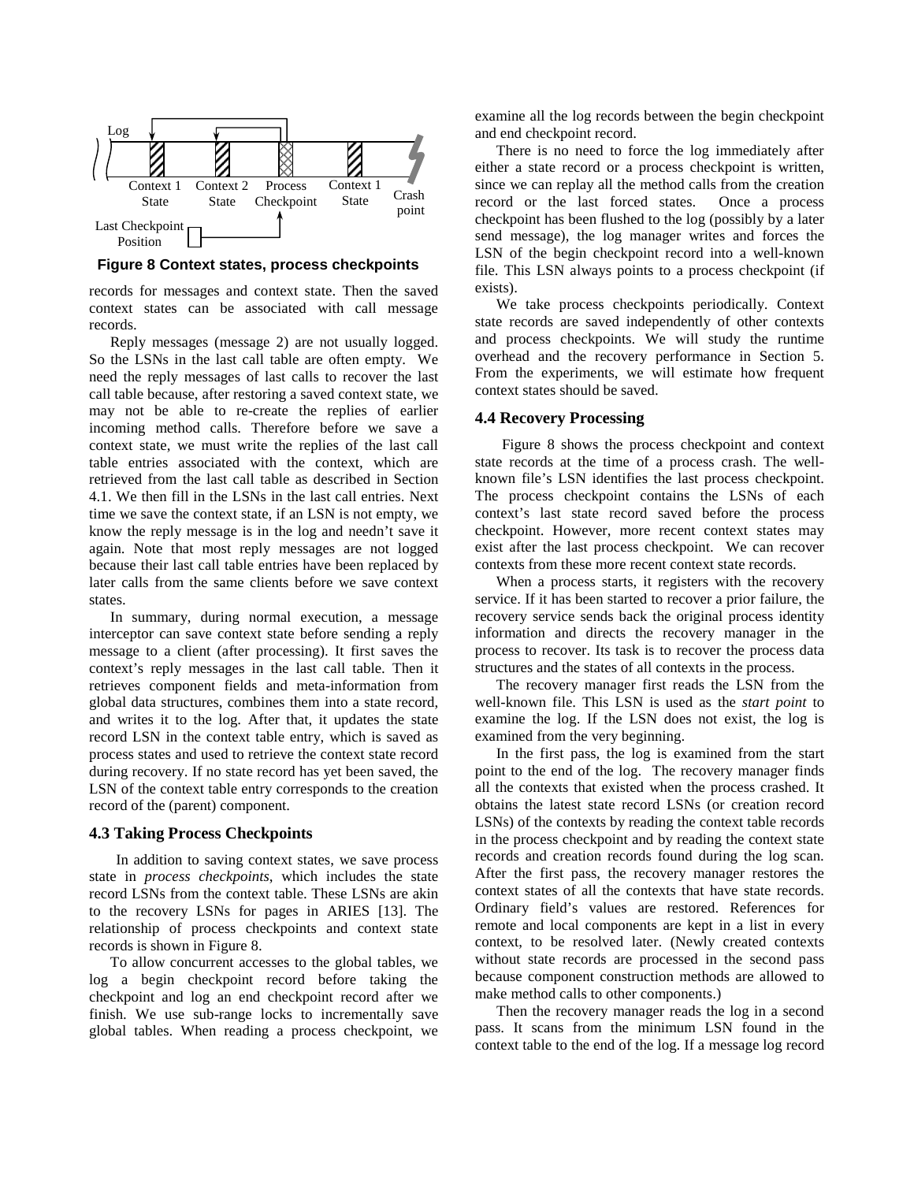Log

Context 1 State | Context 2 State | Process Checkpoint | Context 1 State | Crash point

Last Checkpoint Position

**Figure 8 Context states, process checkpoints**

records for messages and context state. Then the saved context states can be associated with call message records.

Reply messages (message 2) are not usually logged. So the LSNs in the last call table are often empty. We need the reply messages of last calls to recover the last call table because, after restoring a saved context state, we may not be able to re-create the replies of earlier incoming method calls. Therefore before we save a context state, we must write the replies of the last call table entries associated with the context, which are retrieved from the last call table as described in Section 4.1. We then fill in the LSNs in the last call entries. Next time we save the context state, if an LSN is not empty, we know the reply message is in the log and needn't save it again. Note that most reply messages are not logged because their last call table entries have been replaced by later calls from the same clients before we save context states.

In summary, during normal execution, a message interceptor can save context state before sending a reply message to a client (after processing). It first saves the context's reply messages in the last call table. Then it retrieves component fields and meta-information from global data structures, combines them into a state record, and writes it to the log. After that, it updates the state record LSN in the context table entry, which is saved as process states and used to retrieve the context state record during recovery. If no state record has yet been saved, the LSN of the context table entry corresponds to the creation record of the (parent) component.

### 4.3 Taking Process Checkpoints

In addition to saving context states, we save process state in *process checkpoints*, which includes the state record LSNs from the context table. These LSNs are akin to the recovery LSNs for pages in ARIES [13]. The relationship of process checkpoints and context state records is shown in Figure 8.

To allow concurrent accesses to the global tables, we log a begin checkpoint record before taking the checkpoint and log an end checkpoint record after we finish. We use sub-range locks to incrementally save global tables. When reading a process checkpoint, we examine all the log records between the begin checkpoint and end checkpoint record.

There is no need to force the log immediately after either a state record or a process checkpoint is written, since we can replay all the method calls from the creation record or the last forced states. Once a process checkpoint has been flushed to the log (possibly by a later send message), the log manager writes and forces the LSN of the begin checkpoint record into a well-known file. This LSN always points to a process checkpoint (if exists).

We take process checkpoints periodically. Context state records are saved independently of other contexts and process checkpoints. We will study the runtime overhead and the recovery performance in Section 5. From the experiments, we will estimate how frequent context states should be saved.

### 4.4 Recovery Processing

Figure 8 shows the process checkpoint and context state records at the time of a process crash. The well-known file's LSN identifies the last process checkpoint. The process checkpoint contains the LSNs of each context's last state record saved before the process checkpoint. However, more recent context states may exist after the last process checkpoint. We can recover contexts from these more recent context state records.

When a process starts, it registers with the recovery service. If it has been started to recover a prior failure, the recovery service sends back the original process identity information and directs the recovery manager in the process to recover. Its task is to recover the process data structures and the states of all contexts in the process.

The recovery manager first reads the LSN from the well-known file. This LSN is used as the *start point* to examine the log. If the LSN does not exist, the log is examined from the very beginning.

In the first pass, the log is examined from the start point to the end of the log. The recovery manager finds all the contexts that existed when the process crashed. It obtains the latest state record LSNs (or creation record LSNs) of the contexts by reading the context table records in the process checkpoint and by reading the context state records and creation records found during the log scan. After the first pass, the recovery manager restores the context states of all the contexts that have state records. Ordinary field's values are restored. References for remote and local components are kept in a list in every context, to be resolved later. (Newly created contexts without state records are processed in the second pass because component construction methods are allowed to make method calls to other components.)

Then the recovery manager reads the log in a second pass. It scans from the minimum LSN found in the context table to the end of the log. If a message log record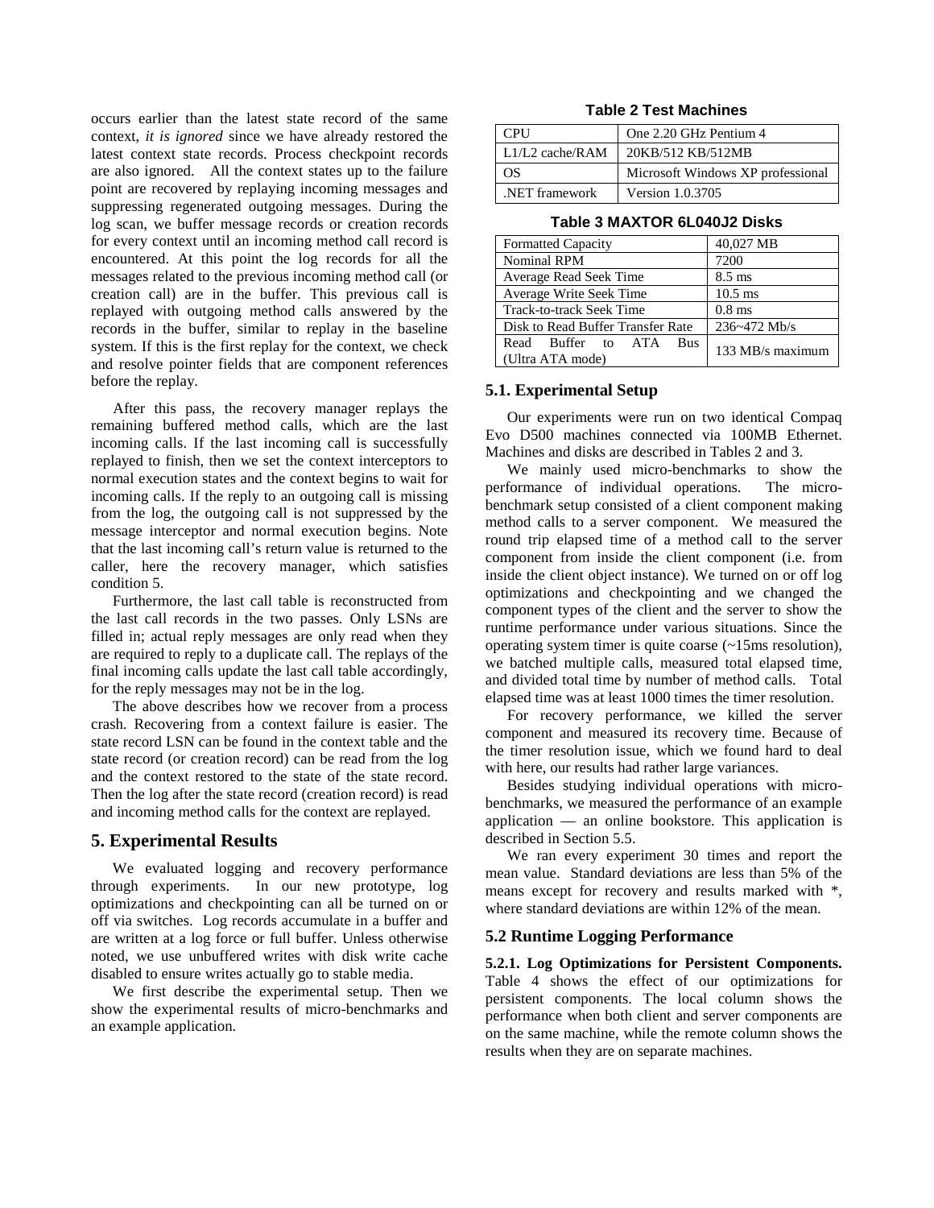occurs earlier than the latest state record of the same context, *it is ignored* since we have already restored the latest context state records. Process checkpoint records are also ignored. All the context states up to the failure point are recovered by replaying incoming messages and suppressing regenerated outgoing messages. During the log scan, we buffer message records or creation records for every context until an incoming method call record is encountered. At this point the log records for all the messages related to the previous incoming method call (or creation call) are in the buffer. This previous call is replayed with outgoing method calls answered by the records in the buffer, similar to replay in the baseline system. If this is the first replay for the context, we check and resolve pointer fields that are component references before the replay.

After this pass, the recovery manager replays the remaining buffered method calls, which are the last incoming calls. If the last incoming call is successfully replayed to finish, then we set the context interceptors to normal execution states and the context begins to wait for incoming calls. If the reply to an outgoing call is missing from the log, the outgoing call is not suppressed by the message interceptor and normal execution begins. Note that the last incoming call's return value is returned to the caller, here the recovery manager, which satisfies condition 5.

Furthermore, the last call table is reconstructed from the last call records in the two passes. Only LSNs are filled in; actual reply messages are only read when they are required to reply to a duplicate call. The replays of the final incoming calls update the last call table accordingly, for the reply messages may not be in the log.

The above describes how we recover from a process crash. Recovering from a context failure is easier. The state record LSN can be found in the context table and the state record (or creation record) can be read from the log and the context restored to the state of the state record. Then the log after the state record (creation record) is read and incoming method calls for the context are replayed.

## 5. Experimental Results

We evaluated logging and recovery performance through experiments. In our new prototype, log optimizations and checkpointing can all be turned on or off via switches. Log records accumulate in a buffer and are written at a log force or full buffer. Unless otherwise noted, we use unbuffered writes with disk write cache disabled to ensure writes actually go to stable media.

We first describe the experimental setup. Then we show the experimental results of micro-benchmarks and an example application.

**Table 2 Test Machines**

| | |
|---|---|
| CPU | One 2.20 GHz Pentium 4 |
| L1/L2 cache/RAM | 20KB/512 KB/512MB |
| OS | Microsoft Windows XP professional |
| .NET framework | Version 1.0.3705 |

**Table 3 MAXTOR 6L040J2 Disks**

| | |
|---|---|
| Formatted Capacity | 40,027 MB |
| Nominal RPM | 7200 |
| Average Read Seek Time | 8.5 ms |
| Average Write Seek Time | 10.5 ms |
| Track-to-track Seek Time | 0.8 ms |
| Disk to Read Buffer Transfer Rate | 236~472 Mb/s |
| Read Buffer to ATA Bus (Ultra ATA mode) | 133 MB/s maximum |

### 5.1. Experimental Setup

Our experiments were run on two identical Compaq Evo D500 machines connected via 100MB Ethernet. Machines and disks are described in Tables 2 and 3.

We mainly used micro-benchmarks to show the performance of individual operations. The micro-benchmark setup consisted of a client component making method calls to a server component. We measured the round trip elapsed time of a method call to the server component from inside the client component (i.e. from inside the client object instance). We turned on or off log optimizations and checkpointing and we changed the component types of the client and the server to show the runtime performance under various situations. Since the operating system timer is quite coarse (~15ms resolution), we batched multiple calls, measured total elapsed time, and divided total time by number of method calls. Total elapsed time was at least 1000 times the timer resolution.

For recovery performance, we killed the server component and measured its recovery time. Because of the timer resolution issue, which we found hard to deal with here, our results had rather large variances.

Besides studying individual operations with micro-benchmarks, we measured the performance of an example application — an online bookstore. This application is described in Section 5.5.

We ran every experiment 30 times and report the mean value. Standard deviations are less than 5% of the means except for recovery and results marked with *, where standard deviations are within 12% of the mean.

### 5.2 Runtime Logging Performance

**5.2.1. Log Optimizations for Persistent Components.** Table 4 shows the effect of our optimizations for persistent components. The local column shows the performance when both client and server components are on the same machine, while the remote column shows the results when they are on separate machines.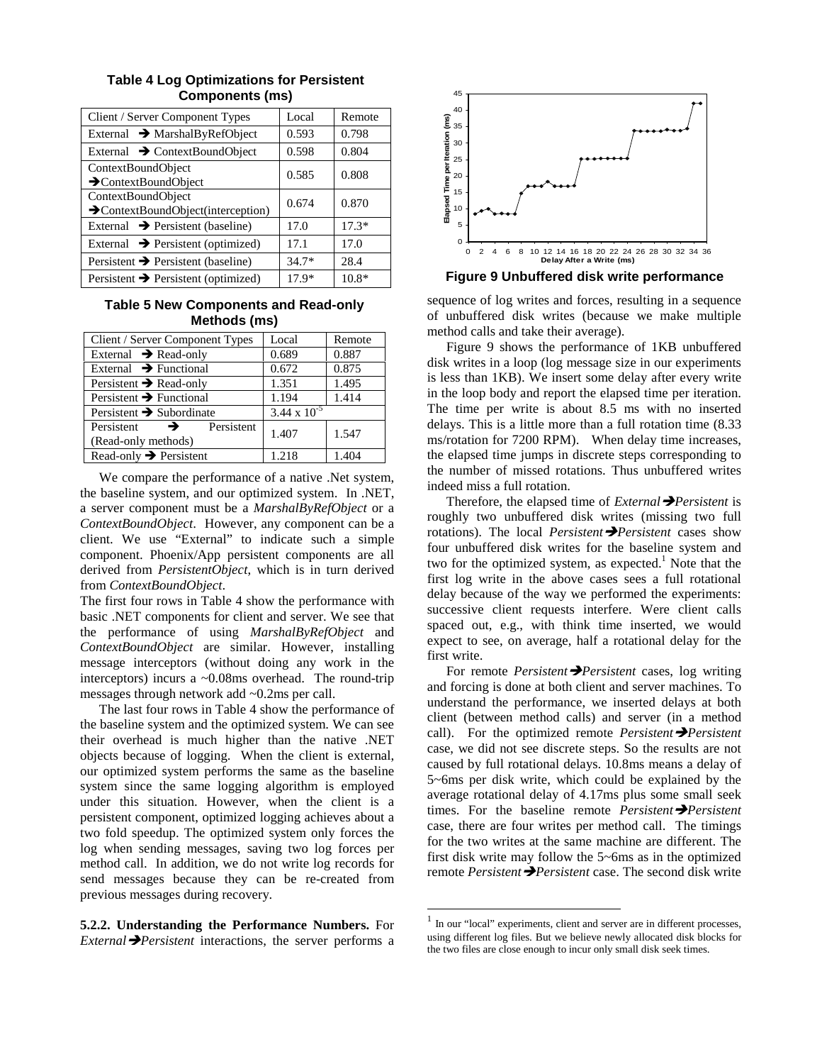**Table 4 Log Optimizations for Persistent Components (ms)**

| Client / Server Component Types | Local | Remote |
|---|---|---|
| External ➔ MarshalByRefObject | 0.593 | 0.798 |
| External ➔ ContextBoundObject | 0.598 | 0.804 |
| ContextBoundObject ➔ContextBoundObject | 0.585 | 0.808 |
| ContextBoundObject ➔ContextBoundObject(interception) | 0.674 | 0.870 |
| External ➔ Persistent (baseline) | 17.0 | 17.3* |
| External ➔ Persistent (optimized) | 17.1 | 17.0 |
| Persistent ➔ Persistent (baseline) | 34.7* | 28.4 |
| Persistent ➔ Persistent (optimized) | 17.9* | 10.8* |

**Table 5 New Components and Read-only Methods (ms)**

| Client / Server Component Types | Local | Remote |
|---|---|---|
| External ➔ Read-only | 0.689 | 0.887 |
| External ➔ Functional | 0.672 | 0.875 |
| Persistent ➔ Read-only | 1.351 | 1.495 |
| Persistent ➔ Functional | 1.194 | 1.414 |
| Persistent ➔ Subordinate | $3.44 \times 10^{-5}$ | |
| Persistent ➔ Persistent (Read-only methods) | 1.407 | 1.547 |
| Read-only ➔ Persistent | 1.218 | 1.404 |

We compare the performance of a native .Net system, the baseline system, and our optimized system. In .NET, a server component must be a *MarshalByRefObject* or a *ContextBoundObject*. However, any component can be a client. We use "External" to indicate such a simple component. Phoenix/App persistent components are all derived from *PersistentObject*, which is in turn derived from *ContextBoundObject*.

The first four rows in Table 4 show the performance with basic .NET components for client and server. We see that the performance of using *MarshalByRefObject* and *ContextBoundObject* are similar. However, installing message interceptors (without doing any work in the interceptors) incurs a ~0.08ms overhead. The round-trip messages through network add ~0.2ms per call.

The last four rows in Table 4 show the performance of the baseline system and the optimized system. We can see their overhead is much higher than the native .NET objects because of logging. When the client is external, our optimized system performs the same as the baseline system since the same logging algorithm is employed under this situation. However, when the client is a persistent component, optimized logging achieves about a two fold speedup. The optimized system only forces the log when sending messages, saving two log forces per method call. In addition, we do not write log records for send messages because they can be re-created from previous messages during recovery.

**5.2.2. Understanding the Performance Numbers.** For *External*➔*Persistent* interactions, the server performs a sequence of log writes and forces, resulting in a sequence of unbuffered disk writes (because we make multiple method calls and take their average).

**Figure 9 Unbuffered disk write performance**

Figure 9 shows the performance of 1KB unbuffered disk writes in a loop (log message size in our experiments is less than 1KB). We insert some delay after every write in the loop body and report the elapsed time per iteration. The time per write is about 8.5 ms with no inserted delays. This is a little more than a full rotation time (8.33 ms/rotation for 7200 RPM). When delay time increases, the elapsed time jumps in discrete steps corresponding to the number of missed rotations. Thus unbuffered writes indeed miss a full rotation.

Therefore, the elapsed time of *External*➔*Persistent* is roughly two unbuffered disk writes (missing two full rotations). The local *Persistent*➔*Persistent* cases show four unbuffered disk writes for the baseline system and two for the optimized system, as expected.[1] Note that the first log write in the above cases sees a full rotational delay because of the way we performed the experiments: successive client requests interfere. Were client calls spaced out, e.g., with think time inserted, we would expect to see, on average, half a rotational delay for the first write.

For remote *Persistent*➔*Persistent* cases, log writing and forcing is done at both client and server machines. To understand the performance, we inserted delays at both client (between method calls) and server (in a method call). For the optimized remote *Persistent*➔*Persistent* case, we did not see discrete steps. So the results are not caused by full rotational delays. 10.8ms means a delay of 5~6ms per disk write, which could be explained by the average rotational delay of 4.17ms plus some small seek times. For the baseline remote *Persistent*➔*Persistent* case, there are four writes per method call. The timings for the two writes at the same machine are different. The first disk write may follow the 5~6ms as in the optimized remote *Persistent*➔*Persistent* case. The second disk write

[1] In our "local" experiments, client and server are in different processes, using different log files. But we believe newly allocated disk blocks for the two files are close enough to incur only small disk seek times.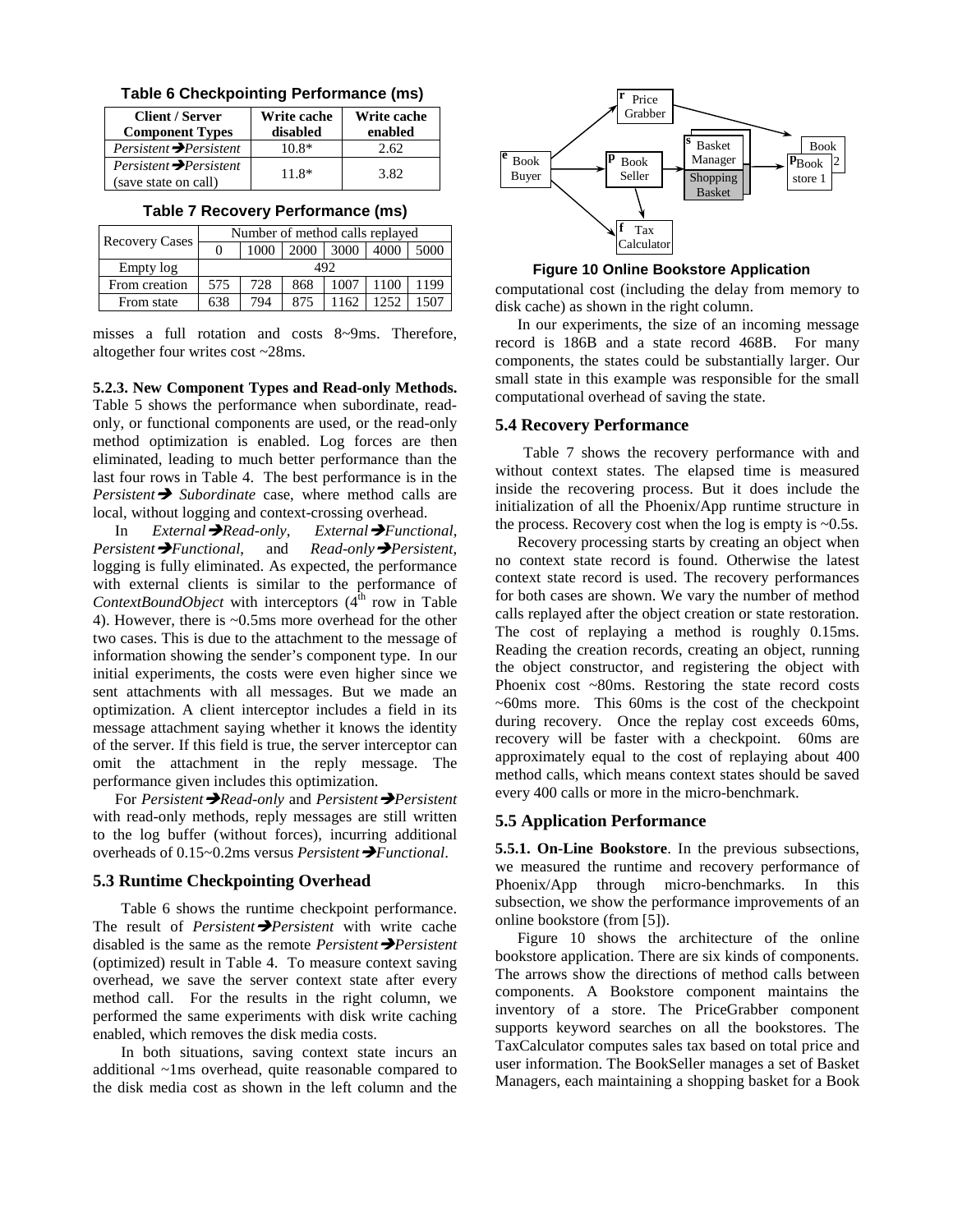**Table 6 Checkpointing Performance (ms)**

| Client / Server Component Types | Write cache disabled | Write cache enabled |
|---|---|---|
| *Persistent*➔*Persistent* | 10.8* | 2.62 |
| *Persistent*➔*Persistent* (save state on call) | 11.8* | 3.82 |

**Table 7 Recovery Performance (ms)**

| Recovery Cases | Number of method calls replayed | | | | | |
|---|---|---|---|---|---|---|
| | 0 | 1000 | 2000 | 3000 | 4000 | 5000 |
| Empty log | 492 | | | | | |
| From creation | 575 | 728 | 868 | 1007 | 1100 | 1199 |
| From state | 638 | 794 | 875 | 1162 | 1252 | 1507 |

misses a full rotation and costs 8~9ms. Therefore, altogether four writes cost ~28ms.

**5.2.3. New Component Types and Read-only Methods.** Table 5 shows the performance when subordinate, read-only, or functional components are used, or the read-only method optimization is enabled. Log forces are then eliminated, leading to much better performance than the last four rows in Table 4. The best performance is in the *Persistent*➔ *Subordinate* case, where method calls are local, without logging and context-crossing overhead.

In *External*➔*Read-only*, *External*➔*Functional*, *Persistent*➔*Functional*, and *Read-only*➔*Persistent*, logging is fully eliminated. As expected, the performance with external clients is similar to the performance of *ContextBoundObject* with interceptors (4th row in Table 4). However, there is ~0.5ms more overhead for the other two cases. This is due to the attachment to the message of information showing the sender's component type. In our initial experiments, the costs were even higher since we sent attachments with all messages. But we made an optimization. A client interceptor includes a field in its message attachment saying whether it knows the identity of the server. If this field is true, the server interceptor can omit the attachment in the reply message. The performance given includes this optimization.

For *Persistent*➔*Read-only* and *Persistent*➔*Persistent* with read-only methods, reply messages are still written to the log buffer (without forces), incurring additional overheads of 0.15~0.2ms versus *Persistent*➔*Functional*.

### 5.3 Runtime Checkpointing Overhead

Table 6 shows the runtime checkpoint performance. The result of *Persistent*➔*Persistent* with write cache disabled is the same as the remote *Persistent*➔*Persistent* (optimized) result in Table 4. To measure context saving overhead, we save the server context state after every method call. For the results in the right column, we performed the same experiments with disk write caching enabled, which removes the disk media costs.

In both situations, saving context state incurs an additional ~1ms overhead, quite reasonable compared to the disk media cost as shown in the left column and the computational cost (including the delay from memory to disk cache) as shown in the right column.

In our experiments, the size of an incoming message record is 186B and a state record 468B. For many components, the states could be substantially larger. Our small state in this example was responsible for the small computational overhead of saving the state.

### 5.4 Recovery Performance

Table 7 shows the recovery performance with and without context states. The elapsed time is measured inside the recovering process. But it does include the initialization of all the Phoenix/App runtime structure in the process. Recovery cost when the log is empty is ~0.5s.

Recovery processing starts by creating an object when no context state record is found. Otherwise the latest context state record is used. The recovery performances for both cases are shown. We vary the number of method calls replayed after the object creation or state restoration. The cost of replaying a method is roughly 0.15ms. Reading the creation records, creating an object, running the object constructor, and registering the object with Phoenix cost ~80ms. Restoring the state record costs ~60ms more. This 60ms is the cost of the checkpoint during recovery. Once the replay cost exceeds 60ms, recovery will be faster with a checkpoint. 60ms are approximately equal to the cost of replaying about 400 method calls, which means context states should be saved every 400 calls or more in the micro-benchmark.

### 5.5 Application Performance

**5.5.1. On-Line Bookstore**. In the previous subsections, we measured the runtime and recovery performance of Phoenix/App through micro-benchmarks. In this subsection, we show the performance improvements of an online bookstore (from [5]).

**Figure 10 Online Bookstore Application**

Figure 10 shows the architecture of the online bookstore application. There are six kinds of components. The arrows show the directions of method calls between components. A Bookstore component maintains the inventory of a store. The PriceGrabber component supports keyword searches on all the bookstores. The TaxCalculator computes sales tax based on total price and user information. The BookSeller manages a set of Basket Managers, each maintaining a shopping basket for a Book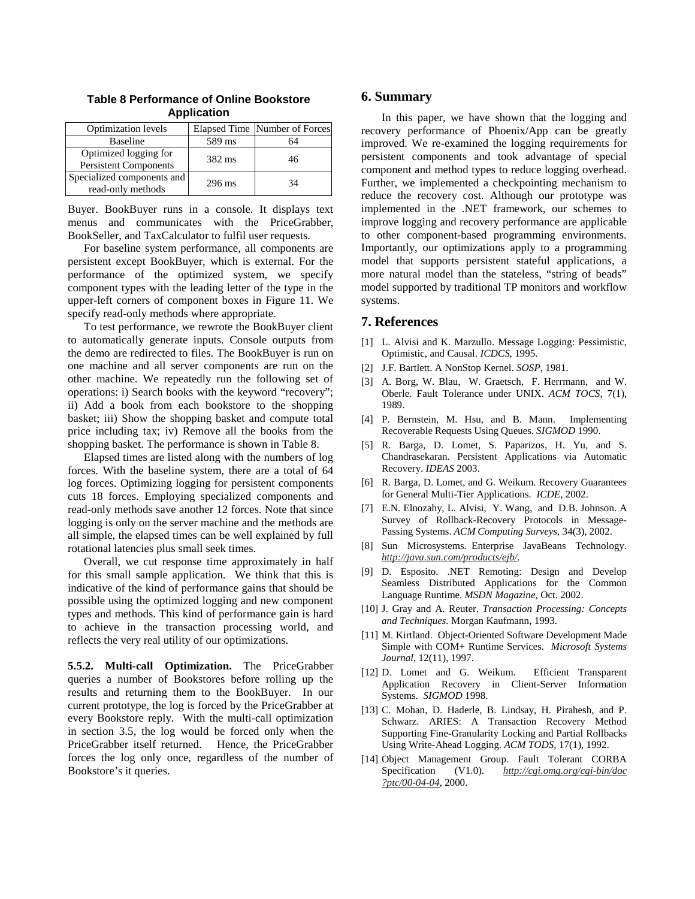**Table 8 Performance of Online Bookstore Application**

| Optimization levels | Elapsed Time | Number of Forces |
|---|---|---|
| Baseline | 589 ms | 64 |
| Optimized logging for Persistent Components | 382 ms | 46 |
| Specialized components and read-only methods | 296 ms | 34 |

Buyer. BookBuyer runs in a console. It displays text menus and communicates with the PriceGrabber, BookSeller, and TaxCalculator to fulfil user requests.

For baseline system performance, all components are persistent except BookBuyer, which is external. For the performance of the optimized system, we specify component types with the leading letter of the type in the upper-left corners of component boxes in Figure 11. We specify read-only methods where appropriate.

To test performance, we rewrote the BookBuyer client to automatically generate inputs. Console outputs from the demo are redirected to files. The BookBuyer is run on one machine and all server components are run on the other machine. We repeatedly run the following set of operations: i) Search books with the keyword "recovery"; ii) Add a book from each bookstore to the shopping basket; iii) Show the shopping basket and compute total price including tax; iv) Remove all the books from the shopping basket. The performance is shown in Table 8.

Elapsed times are listed along with the numbers of log forces. With the baseline system, there are a total of 64 log forces. Optimizing logging for persistent components cuts 18 forces. Employing specialized components and read-only methods save another 12 forces. Note that since logging is only on the server machine and the methods are all simple, the elapsed times can be well explained by full rotational latencies plus small seek times.

Overall, we cut response time approximately in half for this small sample application. We think that this is indicative of the kind of performance gains that should be possible using the optimized logging and new component types and methods. This kind of performance gain is hard to achieve in the transaction processing world, and reflects the very real utility of our optimizations.

**5.5.2. Multi-call Optimization.** The PriceGrabber queries a number of Bookstores before rolling up the results and returning them to the BookBuyer. In our current prototype, the log is forced by the PriceGrabber at every Bookstore reply. With the multi-call optimization in section 3.5, the log would be forced only when the PriceGrabber itself returned. Hence, the PriceGrabber forces the log only once, regardless of the number of Bookstore's it queries.

## 6. Summary

In this paper, we have shown that the logging and recovery performance of Phoenix/App can be greatly improved. We re-examined the logging requirements for persistent components and took advantage of special component and method types to reduce logging overhead. Further, we implemented a checkpointing mechanism to reduce the recovery cost. Although our prototype was implemented in the .NET framework, our schemes to improve logging and recovery performance are applicable to other component-based programming environments. Importantly, our optimizations apply to a programming model that supports persistent stateful applications, a more natural model than the stateless, "string of beads" model supported by traditional TP monitors and workflow systems.

## 7. References

[1] L. Alvisi and K. Marzullo. Message Logging: Pessimistic, Optimistic, and Causal. *ICDCS*, 1995.

[2] J.F. Bartlett. A NonStop Kernel. *SOSP*, 1981.

[3] A. Borg, W. Blau, W. Graetsch, F. Herrmann, and W. Oberle. Fault Tolerance under UNIX. *ACM TOCS*, 7(1), 1989.

[4] P. Bernstein, M. Hsu, and B. Mann. Implementing Recoverable Requests Using Queues. *SIGMOD* 1990.

[5] R. Barga, D. Lomet, S. Paparizos, H. Yu, and S. Chandrasekaran. Persistent Applications via Automatic Recovery. *IDEAS* 2003.

[6] R. Barga, D. Lomet, and G. Weikum. Recovery Guarantees for General Multi-Tier Applications. *ICDE*, 2002.

[7] E.N. Elnozahy, L. Alvisi, Y. Wang, and D.B. Johnson. A Survey of Rollback-Recovery Protocols in Message-Passing Systems. *ACM Computing Surveys*, 34(3), 2002.

[8] Sun Microsystems. Enterprise JavaBeans Technology. *http://java.sun.com/products/ejb/*.

[9] D. Esposito. .NET Remoting: Design and Develop Seamless Distributed Applications for the Common Language Runtime. *MSDN Magazine*, Oct. 2002.

[10] J. Gray and A. Reuter. *Transaction Processing: Concepts and Techniques.* Morgan Kaufmann, 1993.

[11] M. Kirtland. Object-Oriented Software Development Made Simple with COM+ Runtime Services. *Microsoft Systems Journal*, 12(11), 1997.

[12] D. Lomet and G. Weikum. Efficient Transparent Application Recovery in Client-Server Information Systems. *SIGMOD* 1998.

[13] C. Mohan, D. Haderle, B. Lindsay, H. Pirahesh, and P. Schwarz. ARIES: A Transaction Recovery Method Supporting Fine-Granularity Locking and Partial Rollbacks Using Write-Ahead Logging. *ACM TODS*, 17(1), 1992.

[14] Object Management Group. Fault Tolerant CORBA Specification (V1.0). *http://cgi.omg.org/cgi-bin/doc?ptc/00-04-04*, 2000.